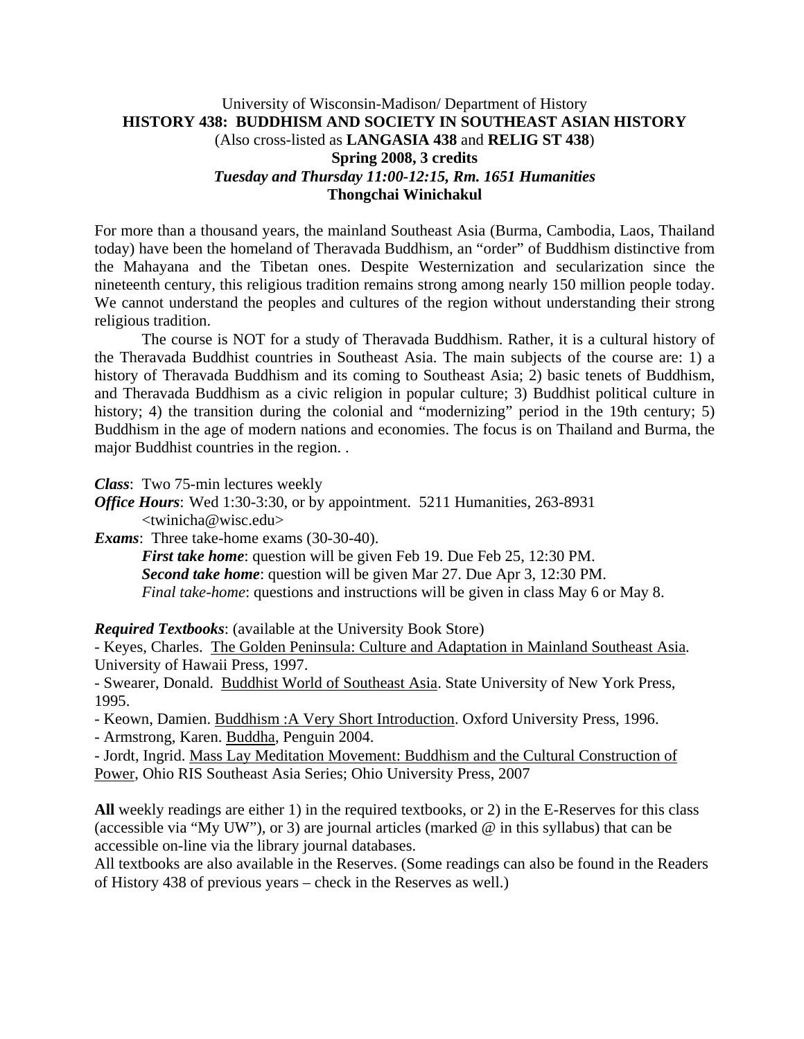University of Wisconsin-Madison/ Department of History

**HISTORY 438: BUDDHISM AND SOCIETY IN SOUTHEAST ASIAN HISTORY**

(Also cross-listed as **LANGASIA 438** and **RELIG ST 438**)

**Spring 2008, 3 credits**

***Tuesday and Thursday 11:00-12:15, Rm. 1651 Humanities***

**Thongchai Winichakul**

For more than a thousand years, the mainland Southeast Asia (Burma, Cambodia, Laos, Thailand today) have been the homeland of Theravada Buddhism, an "order" of Buddhism distinctive from the Mahayana and the Tibetan ones. Despite Westernization and secularization since the nineteenth century, this religious tradition remains strong among nearly 150 million people today. We cannot understand the peoples and cultures of the region without understanding their strong religious tradition.

The course is NOT for a study of Theravada Buddhism. Rather, it is a cultural history of the Theravada Buddhist countries in Southeast Asia. The main subjects of the course are: 1) a history of Theravada Buddhism and its coming to Southeast Asia; 2) basic tenets of Buddhism, and Theravada Buddhism as a civic religion in popular culture; 3) Buddhist political culture in history; 4) the transition during the colonial and "modernizing" period in the 19th century; 5) Buddhism in the age of modern nations and economies. The focus is on Thailand and Burma, the major Buddhist countries in the region. .

***Class***: Two 75-min lectures weekly

***Office Hours***: Wed 1:30-3:30, or by appointment. 5211 Humanities, 263-8931 <twinicha@wisc.edu>

***Exams***: Three take-home exams (30-30-40).

***First take home***: question will be given Feb 19. Due Feb 25, 12:30 PM.

***Second take home***: question will be given Mar 27. Due Apr 3, 12:30 PM.

*Final take-home*: questions and instructions will be given in class May 6 or May 8.

***Required Textbooks***: (available at the University Book Store)

- Keyes, Charles. The Golden Peninsula: Culture and Adaptation in Mainland Southeast Asia. University of Hawaii Press, 1997.
- Swearer, Donald. Buddhist World of Southeast Asia. State University of New York Press, 1995.
- Keown, Damien. Buddhism :A Very Short Introduction. Oxford University Press, 1996.
- Armstrong, Karen. Buddha, Penguin 2004.
- Jordt, Ingrid. Mass Lay Meditation Movement: Buddhism and the Cultural Construction of Power, Ohio RIS Southeast Asia Series; Ohio University Press, 2007

**All** weekly readings are either 1) in the required textbooks, or 2) in the E-Reserves for this class (accessible via "My UW"), or 3) are journal articles (marked @ in this syllabus) that can be accessible on-line via the library journal databases.

All textbooks are also available in the Reserves. (Some readings can also be found in the Readers of History 438 of previous years – check in the Reserves as well.)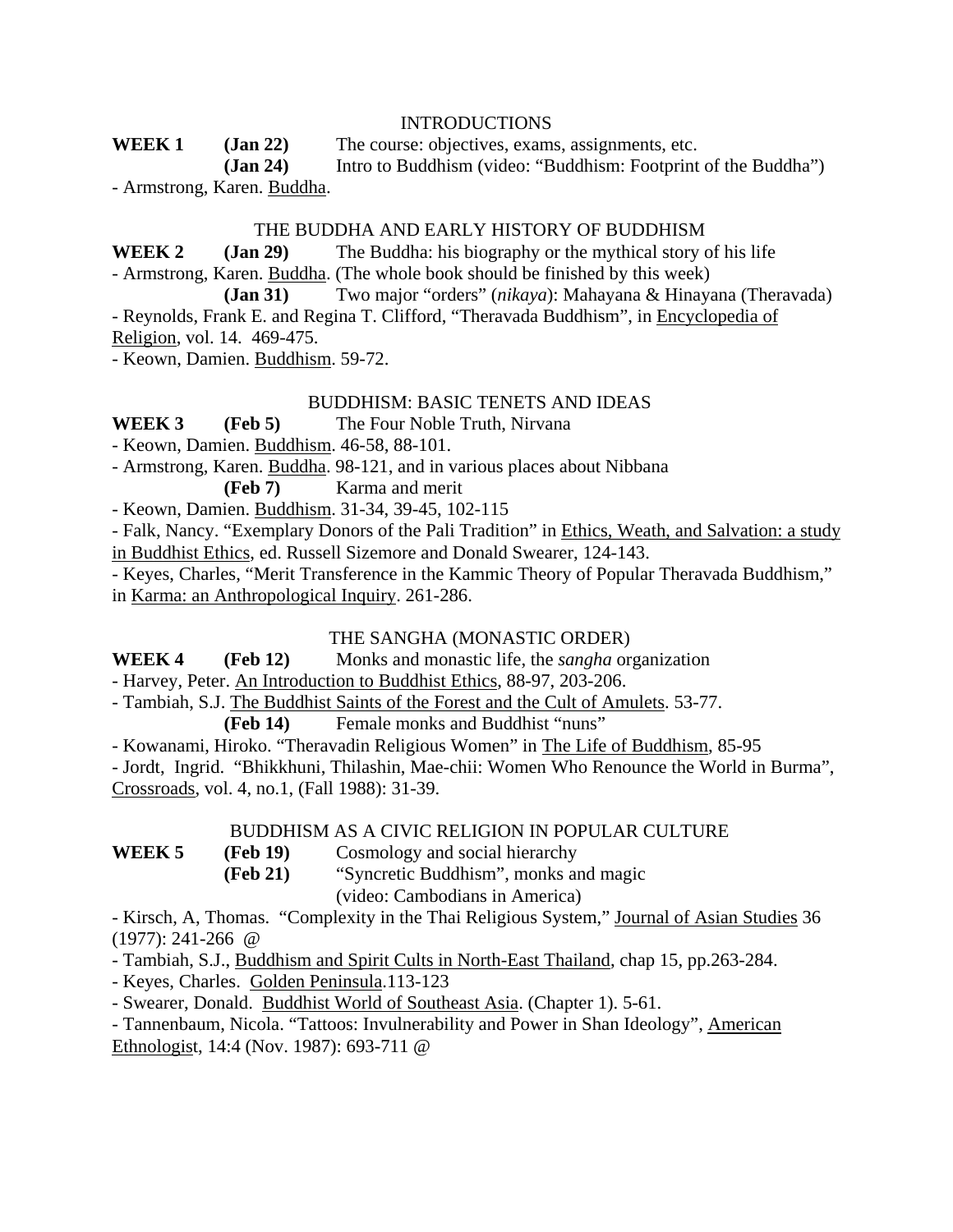## INTRODUCTIONS

**WEEK 1** **(Jan 22)** The course: objectives, exams, assignments, etc.

**(Jan 24)** Intro to Buddhism (video: "Buddhism: Footprint of the Buddha")

- Armstrong, Karen. Buddha.

## THE BUDDHA AND EARLY HISTORY OF BUDDHISM

**WEEK 2** **(Jan 29)** The Buddha: his biography or the mythical story of his life

- Armstrong, Karen. Buddha. (The whole book should be finished by this week)

**(Jan 31)** Two major "orders" (*nikaya*): Mahayana & Hinayana (Theravada)

- Reynolds, Frank E. and Regina T. Clifford, "Theravada Buddhism", in Encyclopedia of Religion, vol. 14. 469-475.
- Keown, Damien. Buddhism. 59-72.

## BUDDHISM: BASIC TENETS AND IDEAS

**WEEK 3** **(Feb 5)** The Four Noble Truth, Nirvana

- Keown, Damien. Buddhism. 46-58, 88-101.
- Armstrong, Karen. Buddha. 98-121, and in various places about Nibbana

**(Feb 7)** Karma and merit

- Keown, Damien. Buddhism. 31-34, 39-45, 102-115
- Falk, Nancy. "Exemplary Donors of the Pali Tradition" in Ethics, Weath, and Salvation: a study in Buddhist Ethics, ed. Russell Sizemore and Donald Swearer, 124-143.
- Keyes, Charles, "Merit Transference in the Kammic Theory of Popular Theravada Buddhism," in Karma: an Anthropological Inquiry. 261-286.

## THE SANGHA (MONASTIC ORDER)

**WEEK 4** **(Feb 12)** Monks and monastic life, the *sangha* organization

- Harvey, Peter. An Introduction to Buddhist Ethics, 88-97, 203-206.
- Tambiah, S.J. The Buddhist Saints of the Forest and the Cult of Amulets. 53-77.

**(Feb 14)** Female monks and Buddhist "nuns"

- Kowanami, Hiroko. "Theravadin Religious Women" in The Life of Buddhism, 85-95
- Jordt, Ingrid. "Bhikkhuni, Thilashin, Mae-chii: Women Who Renounce the World in Burma", Crossroads, vol. 4, no.1, (Fall 1988): 31-39.

## BUDDHISM AS A CIVIC RELIGION IN POPULAR CULTURE

**WEEK 5** **(Feb 19)** Cosmology and social hierarchy

**(Feb 21)** "Syncretic Buddhism", monks and magic
(video: Cambodians in America)

- Kirsch, A, Thomas. "Complexity in the Thai Religious System," Journal of Asian Studies 36 (1977): 241-266 @
- Tambiah, S.J., Buddhism and Spirit Cults in North-East Thailand, chap 15, pp.263-284.
- Keyes, Charles. Golden Peninsula.113-123
- Swearer, Donald. Buddhist World of Southeast Asia. (Chapter 1). 5-61.
- Tannenbaum, Nicola. "Tattoos: Invulnerability and Power in Shan Ideology", American Ethnologist, 14:4 (Nov. 1987): 693-711 @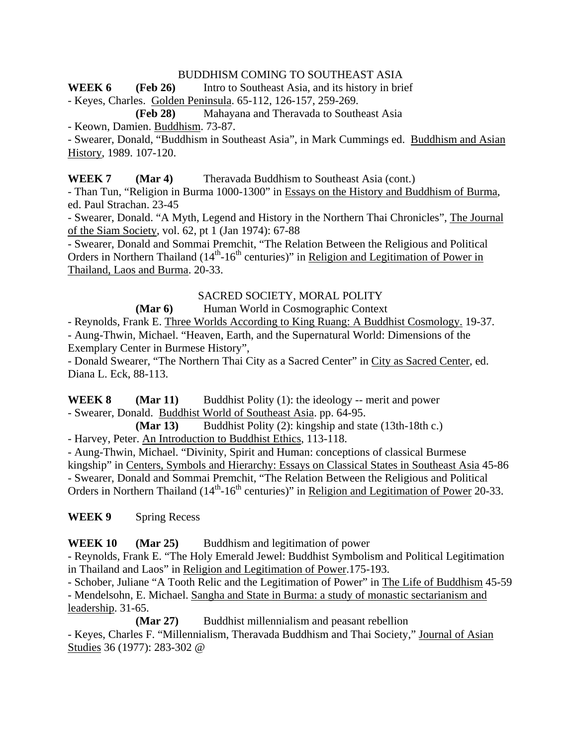BUDDHISM COMING TO SOUTHEAST ASIA

**WEEK 6** **(Feb 26)** Intro to Southeast Asia, and its history in brief

- Keyes, Charles. Golden Peninsula. 65-112, 126-157, 259-269.

**(Feb 28)** Mahayana and Theravada to Southeast Asia

- Keown, Damien. Buddhism. 73-87.
- Swearer, Donald, "Buddhism in Southeast Asia", in Mark Cummings ed. Buddhism and Asian History, 1989. 107-120.

**WEEK 7** **(Mar 4)** Theravada Buddhism to Southeast Asia (cont.)

- Than Tun, "Religion in Burma 1000-1300" in Essays on the History and Buddhism of Burma, ed. Paul Strachan. 23-45
- Swearer, Donald. "A Myth, Legend and History in the Northern Thai Chronicles", The Journal of the Siam Society, vol. 62, pt 1 (Jan 1974): 67-88
- Swearer, Donald and Sommai Premchit, "The Relation Between the Religious and Political Orders in Northern Thailand (14th-16th centuries)" in Religion and Legitimation of Power in Thailand, Laos and Burma. 20-33.

SACRED SOCIETY, MORAL POLITY

**(Mar 6)** Human World in Cosmographic Context

- Reynolds, Frank E. Three Worlds According to King Ruang: A Buddhist Cosmology. 19-37.
- Aung-Thwin, Michael. "Heaven, Earth, and the Supernatural World: Dimensions of the Exemplary Center in Burmese History",
- Donald Swearer, "The Northern Thai City as a Sacred Center" in City as Sacred Center, ed. Diana L. Eck, 88-113.

**WEEK 8** **(Mar 11)** Buddhist Polity (1): the ideology -- merit and power

- Swearer, Donald. Buddhist World of Southeast Asia. pp. 64-95.

**(Mar 13)** Buddhist Polity (2): kingship and state (13th-18th c.)

- Harvey, Peter. An Introduction to Buddhist Ethics, 113-118.
- Aung-Thwin, Michael. "Divinity, Spirit and Human: conceptions of classical Burmese kingship" in Centers, Symbols and Hierarchy: Essays on Classical States in Southeast Asia 45-86
- Swearer, Donald and Sommai Premchit, "The Relation Between the Religious and Political Orders in Northern Thailand (14th-16th centuries)" in Religion and Legitimation of Power 20-33.

**WEEK 9** Spring Recess

**WEEK 10** **(Mar 25)** Buddhism and legitimation of power

- Reynolds, Frank E. "The Holy Emerald Jewel: Buddhist Symbolism and Political Legitimation in Thailand and Laos" in Religion and Legitimation of Power.175-193.
- Schober, Juliane "A Tooth Relic and the Legitimation of Power" in The Life of Buddhism 45-59
- Mendelsohn, E. Michael. Sangha and State in Burma: a study of monastic sectarianism and leadership. 31-65.

**(Mar 27)** Buddhist millennialism and peasant rebellion

- Keyes, Charles F. "Millennialism, Theravada Buddhism and Thai Society," Journal of Asian Studies 36 (1977): 283-302 @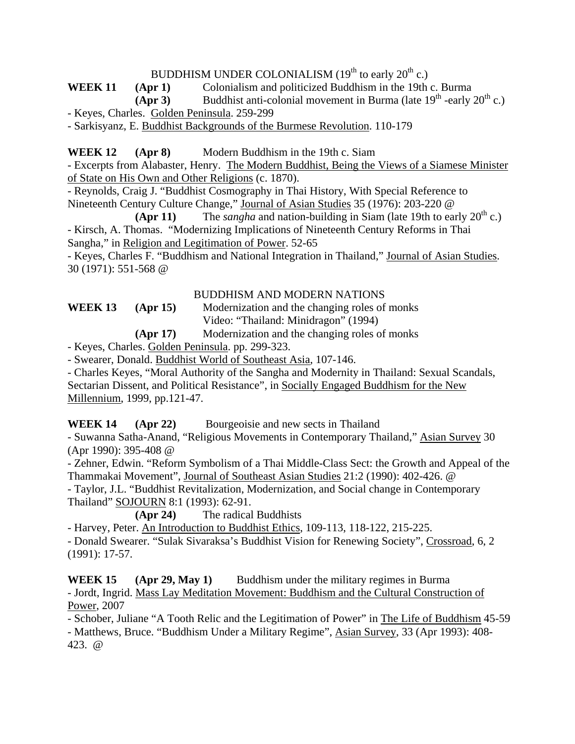## BUDDHISM UNDER COLONIALISM (19th to early 20th c.)

**WEEK 11** **(Apr 1)** Colonialism and politicized Buddhism in the 19th c. Burma

**(Apr 3)** Buddhist anti-colonial movement in Burma (late 19th -early 20th c.)

- Keyes, Charles. Golden Peninsula. 259-299
- Sarkisyanz, E. Buddhist Backgrounds of the Burmese Revolution. 110-179

**WEEK 12** **(Apr 8)** Modern Buddhism in the 19th c. Siam

- Excerpts from Alabaster, Henry. The Modern Buddhist, Being the Views of a Siamese Minister of State on His Own and Other Religions (c. 1870).
- Reynolds, Craig J. "Buddhist Cosmography in Thai History, With Special Reference to Nineteenth Century Culture Change," Journal of Asian Studies 35 (1976): 203-220 @

**(Apr 11)** The *sangha* and nation-building in Siam (late 19th to early 20th c.)

- Kirsch, A. Thomas. "Modernizing Implications of Nineteenth Century Reforms in Thai Sangha," in Religion and Legitimation of Power. 52-65
- Keyes, Charles F. "Buddhism and National Integration in Thailand," Journal of Asian Studies. 30 (1971): 551-568 @

## BUDDHISM AND MODERN NATIONS

**WEEK 13** **(Apr 15)** Modernization and the changing roles of monks
Video: "Thailand: Minidragon" (1994)

**(Apr 17)** Modernization and the changing roles of monks

- Keyes, Charles. Golden Peninsula. pp. 299-323.
- Swearer, Donald. Buddhist World of Southeast Asia, 107-146.
- Charles Keyes, "Moral Authority of the Sangha and Modernity in Thailand: Sexual Scandals, Sectarian Dissent, and Political Resistance", in Socially Engaged Buddhism for the New Millennium, 1999, pp.121-47.

**WEEK 14** **(Apr 22)** Bourgeoisie and new sects in Thailand

- Suwanna Satha-Anand, "Religious Movements in Contemporary Thailand," Asian Survey 30 (Apr 1990): 395-408 @
- Zehner, Edwin. "Reform Symbolism of a Thai Middle-Class Sect: the Growth and Appeal of the Thammakai Movement", Journal of Southeast Asian Studies 21:2 (1990): 402-426. @
- Taylor, J.L. "Buddhist Revitalization, Modernization, and Social change in Contemporary Thailand" SOJOURN 8:1 (1993): 62-91.

**(Apr 24)** The radical Buddhists

- Harvey, Peter. An Introduction to Buddhist Ethics, 109-113, 118-122, 215-225.
- Donald Swearer. "Sulak Sivaraksa's Buddhist Vision for Renewing Society", Crossroad, 6, 2 (1991): 17-57.

**WEEK 15** **(Apr 29, May 1)** Buddhism under the military regimes in Burma

- Jordt, Ingrid. Mass Lay Meditation Movement: Buddhism and the Cultural Construction of Power, 2007
- Schober, Juliane "A Tooth Relic and the Legitimation of Power" in The Life of Buddhism 45-59
- Matthews, Bruce. "Buddhism Under a Military Regime", Asian Survey, 33 (Apr 1993): 408-423. @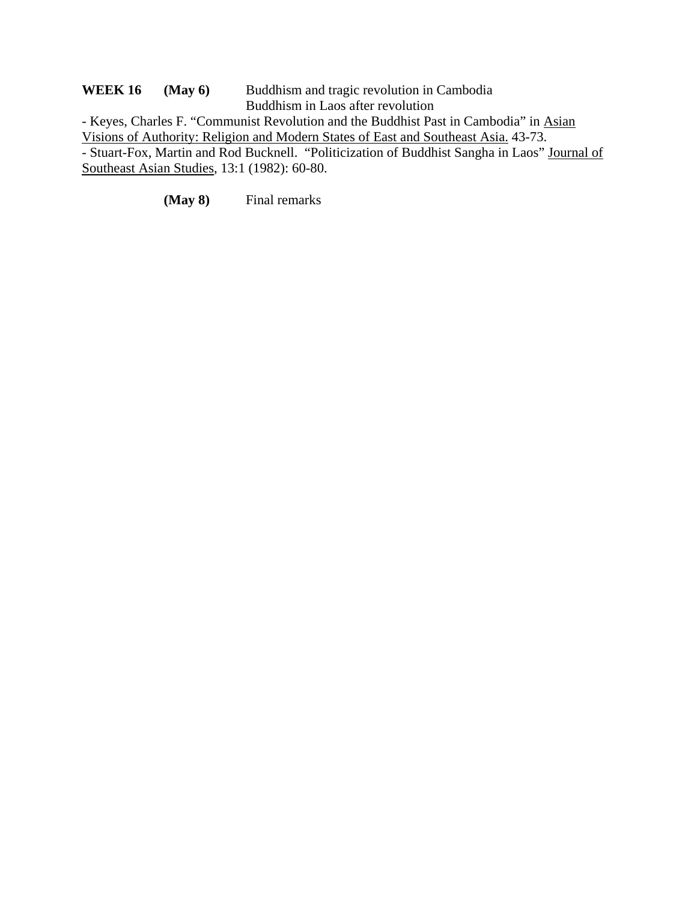**WEEK 16** **(May 6)** Buddhism and tragic revolution in Cambodia
Buddhism in Laos after revolution

- Keyes, Charles F. "Communist Revolution and the Buddhist Past in Cambodia" in Asian Visions of Authority: Religion and Modern States of East and Southeast Asia. 43-73.
- Stuart-Fox, Martin and Rod Bucknell. "Politicization of Buddhist Sangha in Laos" Journal of Southeast Asian Studies, 13:1 (1982): 60-80.

**(May 8)** Final remarks